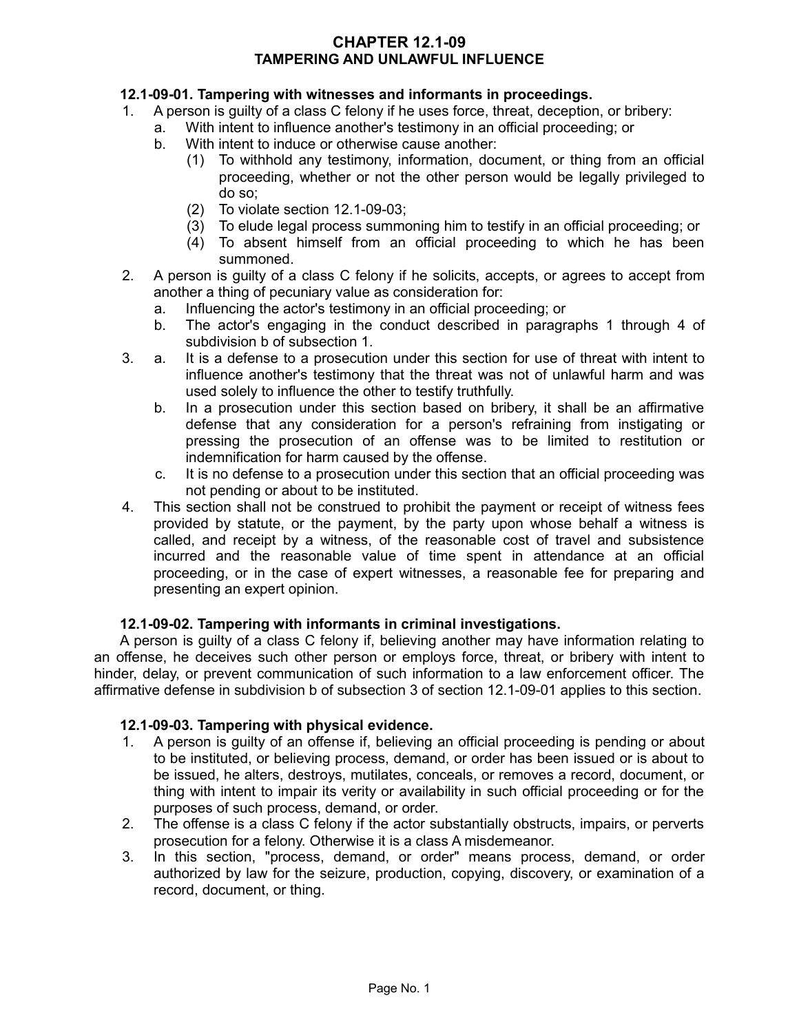# CHAPTER 12.1-09
# TAMPERING AND UNLAWFUL INFLUENCE

**12.1-09-01. Tampering with witnesses and informants in proceedings.**

1. A person is guilty of a class C felony if he uses force, threat, deception, or bribery:
   a. With intent to influence another's testimony in an official proceeding; or
   b. With intent to induce or otherwise cause another:
      (1) To withhold any testimony, information, document, or thing from an official proceeding, whether or not the other person would be legally privileged to do so;
      (2) To violate section 12.1-09-03;
      (3) To elude legal process summoning him to testify in an official proceeding; or
      (4) To absent himself from an official proceeding to which he has been summoned.
2. A person is guilty of a class C felony if he solicits, accepts, or agrees to accept from another a thing of pecuniary value as consideration for:
   a. Influencing the actor's testimony in an official proceeding; or
   b. The actor's engaging in the conduct described in paragraphs 1 through 4 of subdivision b of subsection 1.
3. a. It is a defense to a prosecution under this section for use of threat with intent to influence another's testimony that the threat was not of unlawful harm and was used solely to influence the other to testify truthfully.
   b. In a prosecution under this section based on bribery, it shall be an affirmative defense that any consideration for a person's refraining from instigating or pressing the prosecution of an offense was to be limited to restitution or indemnification for harm caused by the offense.
   c. It is no defense to a prosecution under this section that an official proceeding was not pending or about to be instituted.
4. This section shall not be construed to prohibit the payment or receipt of witness fees provided by statute, or the payment, by the party upon whose behalf a witness is called, and receipt by a witness, of the reasonable cost of travel and subsistence incurred and the reasonable value of time spent in attendance at an official proceeding, or in the case of expert witnesses, a reasonable fee for preparing and presenting an expert opinion.

**12.1-09-02. Tampering with informants in criminal investigations.**

A person is guilty of a class C felony if, believing another may have information relating to an offense, he deceives such other person or employs force, threat, or bribery with intent to hinder, delay, or prevent communication of such information to a law enforcement officer. The affirmative defense in subdivision b of subsection 3 of section 12.1-09-01 applies to this section.

**12.1-09-03. Tampering with physical evidence.**

1. A person is guilty of an offense if, believing an official proceeding is pending or about to be instituted, or believing process, demand, or order has been issued or is about to be issued, he alters, destroys, mutilates, conceals, or removes a record, document, or thing with intent to impair its verity or availability in such official proceeding or for the purposes of such process, demand, or order.
2. The offense is a class C felony if the actor substantially obstructs, impairs, or perverts prosecution for a felony. Otherwise it is a class A misdemeanor.
3. In this section, "process, demand, or order" means process, demand, or order authorized by law for the seizure, production, copying, discovery, or examination of a record, document, or thing.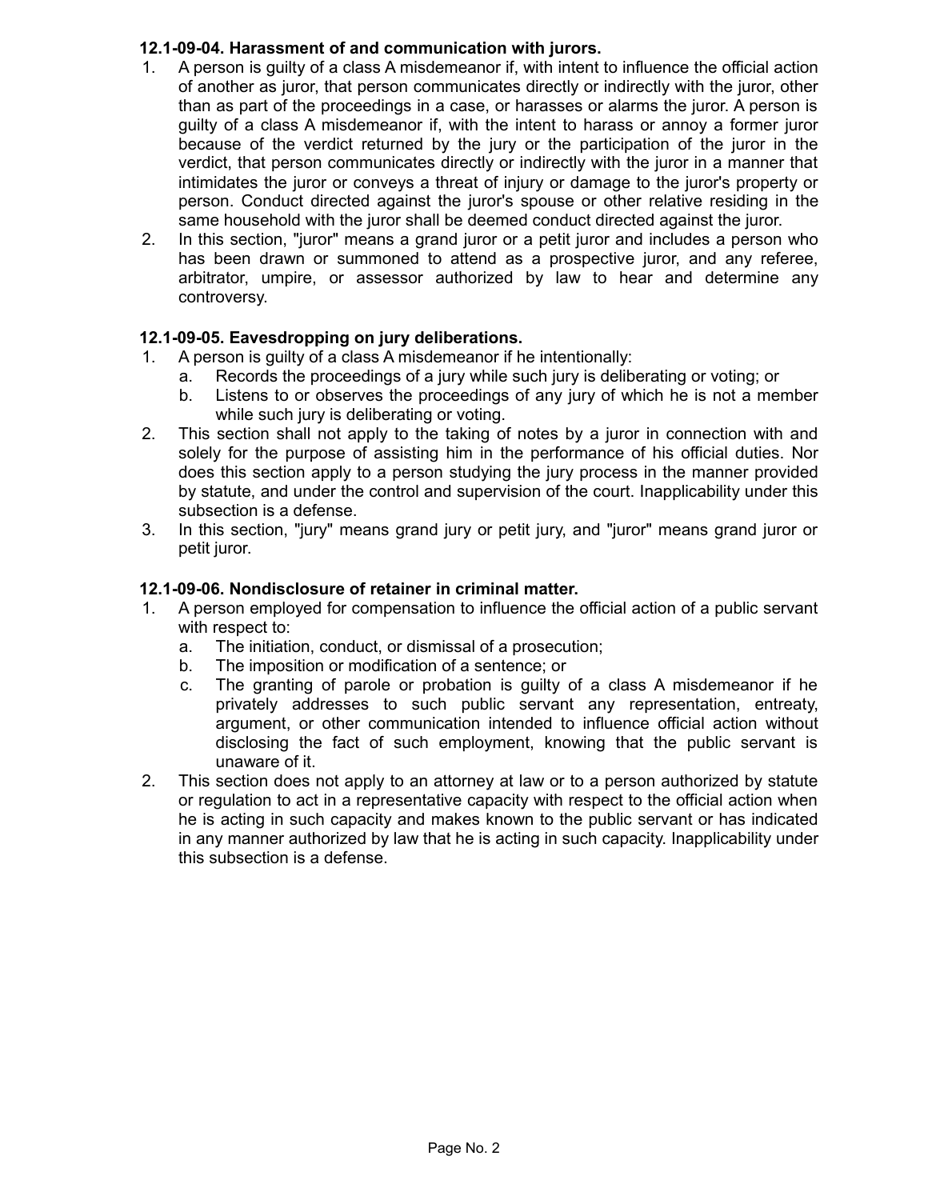**12.1-09-04. Harassment of and communication with jurors.**

1. A person is guilty of a class A misdemeanor if, with intent to influence the official action of another as juror, that person communicates directly or indirectly with the juror, other than as part of the proceedings in a case, or harasses or alarms the juror. A person is guilty of a class A misdemeanor if, with the intent to harass or annoy a former juror because of the verdict returned by the jury or the participation of the juror in the verdict, that person communicates directly or indirectly with the juror in a manner that intimidates the juror or conveys a threat of injury or damage to the juror's property or person. Conduct directed against the juror's spouse or other relative residing in the same household with the juror shall be deemed conduct directed against the juror.
2. In this section, "juror" means a grand juror or a petit juror and includes a person who has been drawn or summoned to attend as a prospective juror, and any referee, arbitrator, umpire, or assessor authorized by law to hear and determine any controversy.

**12.1-09-05. Eavesdropping on jury deliberations.**

1. A person is guilty of a class A misdemeanor if he intentionally:
   a. Records the proceedings of a jury while such jury is deliberating or voting; or
   b. Listens to or observes the proceedings of any jury of which he is not a member while such jury is deliberating or voting.
2. This section shall not apply to the taking of notes by a juror in connection with and solely for the purpose of assisting him in the performance of his official duties. Nor does this section apply to a person studying the jury process in the manner provided by statute, and under the control and supervision of the court. Inapplicability under this subsection is a defense.
3. In this section, "jury" means grand jury or petit jury, and "juror" means grand juror or petit juror.

**12.1-09-06. Nondisclosure of retainer in criminal matter.**

1. A person employed for compensation to influence the official action of a public servant with respect to:
   a. The initiation, conduct, or dismissal of a prosecution;
   b. The imposition or modification of a sentence; or
   c. The granting of parole or probation is guilty of a class A misdemeanor if he privately addresses to such public servant any representation, entreaty, argument, or other communication intended to influence official action without disclosing the fact of such employment, knowing that the public servant is unaware of it.
2. This section does not apply to an attorney at law or to a person authorized by statute or regulation to act in a representative capacity with respect to the official action when he is acting in such capacity and makes known to the public servant or has indicated in any manner authorized by law that he is acting in such capacity. Inapplicability under this subsection is a defense.